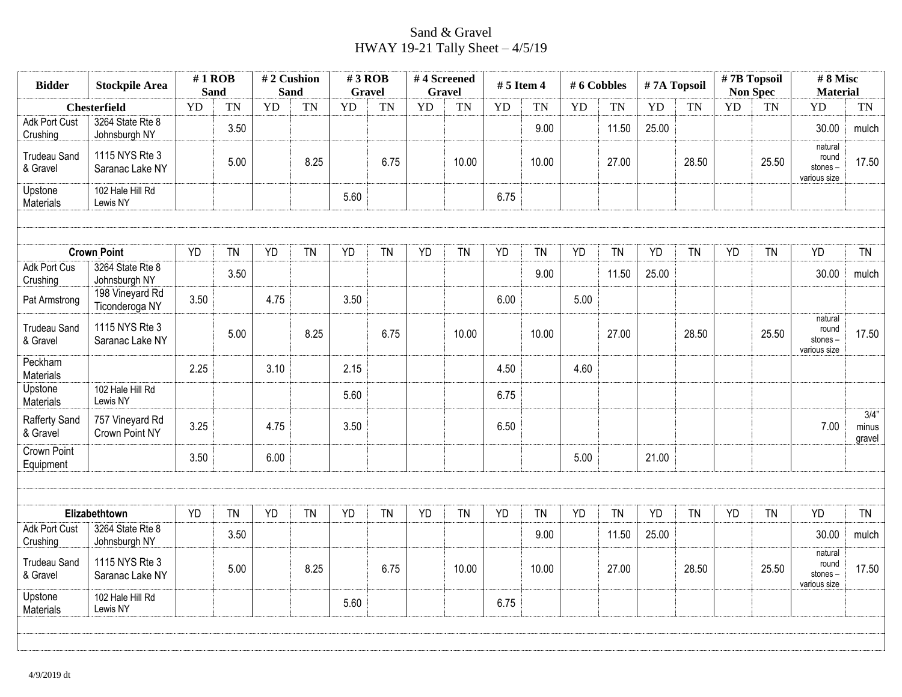# Sand & Gravel
## HWAY 19-21 Tally Sheet – 4/5/19

| Bidder | Stockpile Area | # 1 ROB Sand | | # 2 Cushion Sand | | # 3 ROB Gravel | | # 4 Screened Gravel | | # 5 Item 4 | | # 6 Cobbles | | # 7A Topsoil | | # 7B Topsoil Non Spec | | # 8 Misc Material | |
|---|---|---|---|---|---|---|---|---|---|---|---|---|---|---|---|---|---|---|---|
| **Chesterfield** | | YD | TN | YD | TN | YD | TN | YD | TN | YD | TN | YD | TN | YD | TN | YD | TN | YD | TN |
| Adk Port Cust Crushing | 3264 State Rte 8 Johnsburgh NY | | 3.50 | | | | | | | | 9.00 | | 11.50 | 25.00 | | | | 30.00 | mulch |
| Trudeau Sand & Gravel | 1115 NYS Rte 3 Saranac Lake NY | | 5.00 | | 8.25 | | 6.75 | | 10.00 | | 10.00 | | 27.00 | | 28.50 | | 25.50 | natural round stones – various size | 17.50 |
| Upstone Materials | 102 Hale Hill Rd Lewis NY | | | | | 5.60 | | | | 6.75 | | | | | | | | | |
| | | | | | | | | | | | | | | | | | | | |
| **Crown Point** | | YD | TN | YD | TN | YD | TN | YD | TN | YD | TN | YD | TN | YD | TN | YD | TN | YD | TN |
| Adk Port Cus Crushing | 3264 State Rte 8 Johnsburgh NY | | 3.50 | | | | | | | | 9.00 | | 11.50 | 25.00 | | | | 30.00 | mulch |
| Pat Armstrong | 198 Vineyard Rd Ticonderoga NY | 3.50 | | 4.75 | | 3.50 | | | | 6.00 | | 5.00 | | | | | | | |
| Trudeau Sand & Gravel | 1115 NYS Rte 3 Saranac Lake NY | | 5.00 | | 8.25 | | 6.75 | | 10.00 | | 10.00 | | 27.00 | | 28.50 | | 25.50 | natural round stones – various size | 17.50 |
| Peckham Materials | | 2.25 | | 3.10 | | 2.15 | | | | 4.50 | | 4.60 | | | | | | | |
| Upstone Materials | 102 Hale Hill Rd Lewis NY | | | | | 5.60 | | | | 6.75 | | | | | | | | | |
| Rafferty Sand & Gravel | 757 Vineyard Rd Crown Point NY | 3.25 | | 4.75 | | 3.50 | | | | 6.50 | | | | | | | | 7.00 | 3/4" minus gravel |
| Crown Point Equipment | | 3.50 | | 6.00 | | | | | | | | 5.00 | | 21.00 | | | | | |
| | | | | | | | | | | | | | | | | | | | |
| **Elizabethtown** | | YD | TN | YD | TN | YD | TN | YD | TN | YD | TN | YD | TN | YD | TN | YD | TN | YD | TN |
| Adk Port Cust Crushing | 3264 State Rte 8 Johnsburgh NY | | 3.50 | | | | | | | | 9.00 | | 11.50 | 25.00 | | | | 30.00 | mulch |
| Trudeau Sand & Gravel | 1115 NYS Rte 3 Saranac Lake NY | | 5.00 | | 8.25 | | 6.75 | | 10.00 | | 10.00 | | 27.00 | | 28.50 | | 25.50 | natural round stones – various size | 17.50 |
| Upstone Materials | 102 Hale Hill Rd Lewis NY | | | | | 5.60 | | | | 6.75 | | | | | | | | | |

4/9/2019 dt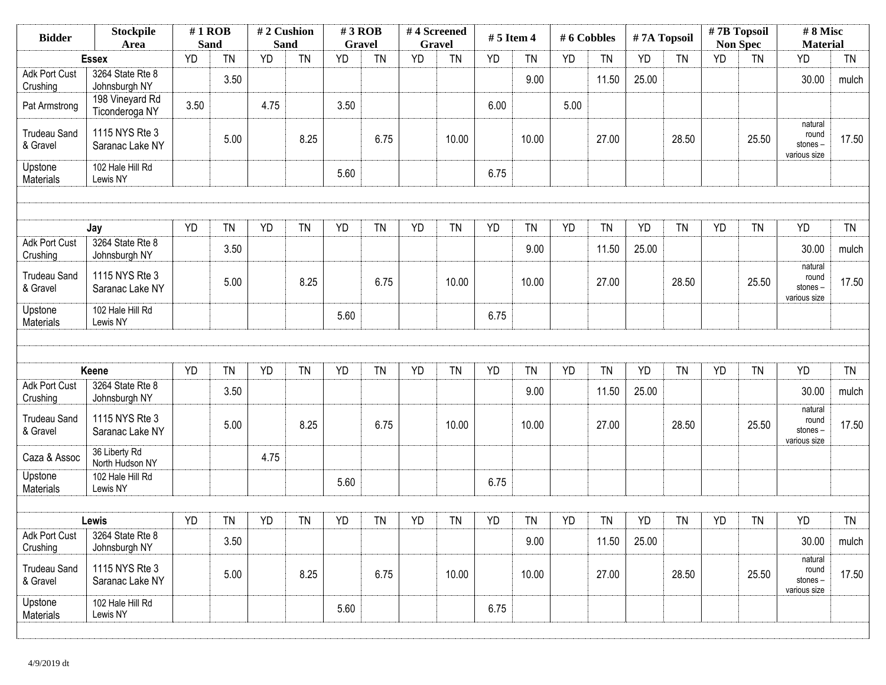| Bidder | Stockpile Area | # 1 ROB Sand | | # 2 Cushion Sand | | # 3 ROB Gravel | | # 4 Screened Gravel | | # 5 Item 4 | | # 6 Cobbles | | # 7A Topsoil | | # 7B Topsoil Non Spec | | # 8 Misc Material | |
|---|---|---|---|---|---|---|---|---|---|---|---|---|---|---|---|---|---|---|---|
| **Essex** | | YD | TN | YD | TN | YD | TN | YD | TN | YD | TN | YD | TN | YD | TN | YD | TN | YD | TN |
| Adk Port Cust Crushing | 3264 State Rte 8 Johnsburgh NY | | 3.50 | | | | | | | | 9.00 | | 11.50 | 25.00 | | | | 30.00 | mulch |
| Pat Armstrong | 198 Vineyard Rd Ticonderoga NY | 3.50 | | 4.75 | | 3.50 | | | | 6.00 | | 5.00 | | | | | | | |
| Trudeau Sand & Gravel | 1115 NYS Rte 3 Saranac Lake NY | | 5.00 | | 8.25 | | 6.75 | | 10.00 | | 10.00 | | 27.00 | | 28.50 | | 25.50 | natural round stones – various size | 17.50 |
| Upstone Materials | 102 Hale Hill Rd Lewis NY | | | | | 5.60 | | | | 6.75 | | | | | | | | | |
| **Jay** | | YD | TN | YD | TN | YD | TN | YD | TN | YD | TN | YD | TN | YD | TN | YD | TN | YD | TN |
| Adk Port Cust Crushing | 3264 State Rte 8 Johnsburgh NY | | 3.50 | | | | | | | | 9.00 | | 11.50 | 25.00 | | | | 30.00 | mulch |
| Trudeau Sand & Gravel | 1115 NYS Rte 3 Saranac Lake NY | | 5.00 | | 8.25 | | 6.75 | | 10.00 | | 10.00 | | 27.00 | | 28.50 | | 25.50 | natural round stones – various size | 17.50 |
| Upstone Materials | 102 Hale Hill Rd Lewis NY | | | | | 5.60 | | | | 6.75 | | | | | | | | | |
| **Keene** | | YD | TN | YD | TN | YD | TN | YD | TN | YD | TN | YD | TN | YD | TN | YD | TN | YD | TN |
| Adk Port Cust Crushing | 3264 State Rte 8 Johnsburgh NY | | 3.50 | | | | | | | | 9.00 | | 11.50 | 25.00 | | | | 30.00 | mulch |
| Trudeau Sand & Gravel | 1115 NYS Rte 3 Saranac Lake NY | | 5.00 | | 8.25 | | 6.75 | | 10.00 | | 10.00 | | 27.00 | | 28.50 | | 25.50 | natural round stones – various size | 17.50 |
| Caza & Assoc | 36 Liberty Rd North Hudson NY | | | 4.75 | | | | | | | | | | | | | | | |
| Upstone Materials | 102 Hale Hill Rd Lewis NY | | | | | 5.60 | | | | 6.75 | | | | | | | | | |
| **Lewis** | | YD | TN | YD | TN | YD | TN | YD | TN | YD | TN | YD | TN | YD | TN | YD | TN | YD | TN |
| Adk Port Cust Crushing | 3264 State Rte 8 Johnsburgh NY | | 3.50 | | | | | | | | 9.00 | | 11.50 | 25.00 | | | | 30.00 | mulch |
| Trudeau Sand & Gravel | 1115 NYS Rte 3 Saranac Lake NY | | 5.00 | | 8.25 | | 6.75 | | 10.00 | | 10.00 | | 27.00 | | 28.50 | | 25.50 | natural round stones – various size | 17.50 |
| Upstone Materials | 102 Hale Hill Rd Lewis NY | | | | | 5.60 | | | | 6.75 | | | | | | | | | |

4/9/2019 dt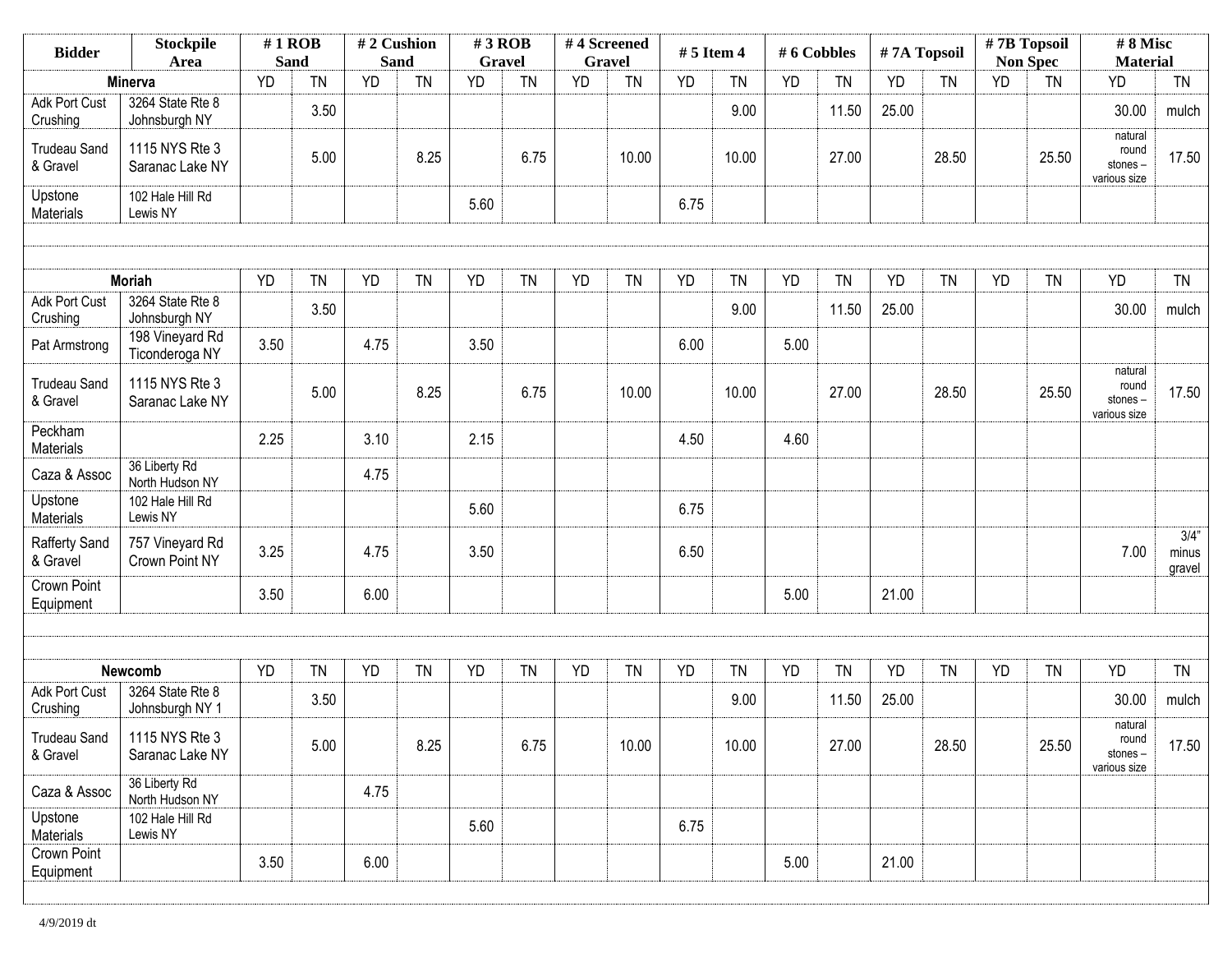| Bidder | Stockpile Area | # 1 ROB Sand | | # 2 Cushion Sand | | # 3 ROB Gravel | | # 4 Screened Gravel | | # 5 Item 4 | | # 6 Cobbles | | # 7A Topsoil | | # 7B Topsoil Non Spec | | # 8 Misc Material | |
|---|---|---|---|---|---|---|---|---|---|---|---|---|---|---|---|---|---|---|---|
| **Minerva** | | YD | TN | YD | TN | YD | TN | YD | TN | YD | TN | YD | TN | YD | TN | YD | TN | YD | TN |
| Adk Port Cust Crushing | 3264 State Rte 8 Johnsburgh NY | | 3.50 | | | | | | | | 9.00 | | 11.50 | 25.00 | | | | 30.00 | mulch |
| Trudeau Sand & Gravel | 1115 NYS Rte 3 Saranac Lake NY | | 5.00 | | 8.25 | | 6.75 | | 10.00 | | 10.00 | | 27.00 | | 28.50 | | 25.50 | natural round stones – various size | 17.50 |
| Upstone Materials | 102 Hale Hill Rd Lewis NY | | | | | 5.60 | | | | 6.75 | | | | | | | | | |
| | | | | | | | | | | | | | | | | | | | |
| **Moriah** | | YD | TN | YD | TN | YD | TN | YD | TN | YD | TN | YD | TN | YD | TN | YD | TN | YD | TN |
| Adk Port Cust Crushing | 3264 State Rte 8 Johnsburgh NY | | 3.50 | | | | | | | | 9.00 | | 11.50 | 25.00 | | | | 30.00 | mulch |
| Pat Armstrong | 198 Vineyard Rd Ticonderoga NY | 3.50 | | 4.75 | | 3.50 | | | | 6.00 | | 5.00 | | | | | | | |
| Trudeau Sand & Gravel | 1115 NYS Rte 3 Saranac Lake NY | | 5.00 | | 8.25 | | 6.75 | | 10.00 | | 10.00 | | 27.00 | | 28.50 | | 25.50 | natural round stones – various size | 17.50 |
| Peckham Materials | | 2.25 | | 3.10 | | 2.15 | | | | 4.50 | | 4.60 | | | | | | | |
| Caza & Assoc | 36 Liberty Rd North Hudson NY | | | 4.75 | | | | | | | | | | | | | | | |
| Upstone Materials | 102 Hale Hill Rd Lewis NY | | | | | 5.60 | | | | 6.75 | | | | | | | | | |
| Rafferty Sand & Gravel | 757 Vineyard Rd Crown Point NY | 3.25 | | 4.75 | | 3.50 | | | | 6.50 | | | | | | | | 7.00 | 3/4" minus gravel |
| Crown Point Equipment | | 3.50 | | 6.00 | | | | | | | | 5.00 | | 21.00 | | | | | |
| | | | | | | | | | | | | | | | | | | | |
| **Newcomb** | | YD | TN | YD | TN | YD | TN | YD | TN | YD | TN | YD | TN | YD | TN | YD | TN | YD | TN |
| Adk Port Cust Crushing | 3264 State Rte 8 Johnsburgh NY 1 | | 3.50 | | | | | | | | 9.00 | | 11.50 | 25.00 | | | | 30.00 | mulch |
| Trudeau Sand & Gravel | 1115 NYS Rte 3 Saranac Lake NY | | 5.00 | | 8.25 | | 6.75 | | 10.00 | | 10.00 | | 27.00 | | 28.50 | | 25.50 | natural round stones – various size | 17.50 |
| Caza & Assoc | 36 Liberty Rd North Hudson NY | | | 4.75 | | | | | | | | | | | | | | | |
| Upstone Materials | 102 Hale Hill Rd Lewis NY | | | | | 5.60 | | | | 6.75 | | | | | | | | | |
| Crown Point Equipment | | 3.50 | | 6.00 | | | | | | | | 5.00 | | 21.00 | | | | | |

4/9/2019 dt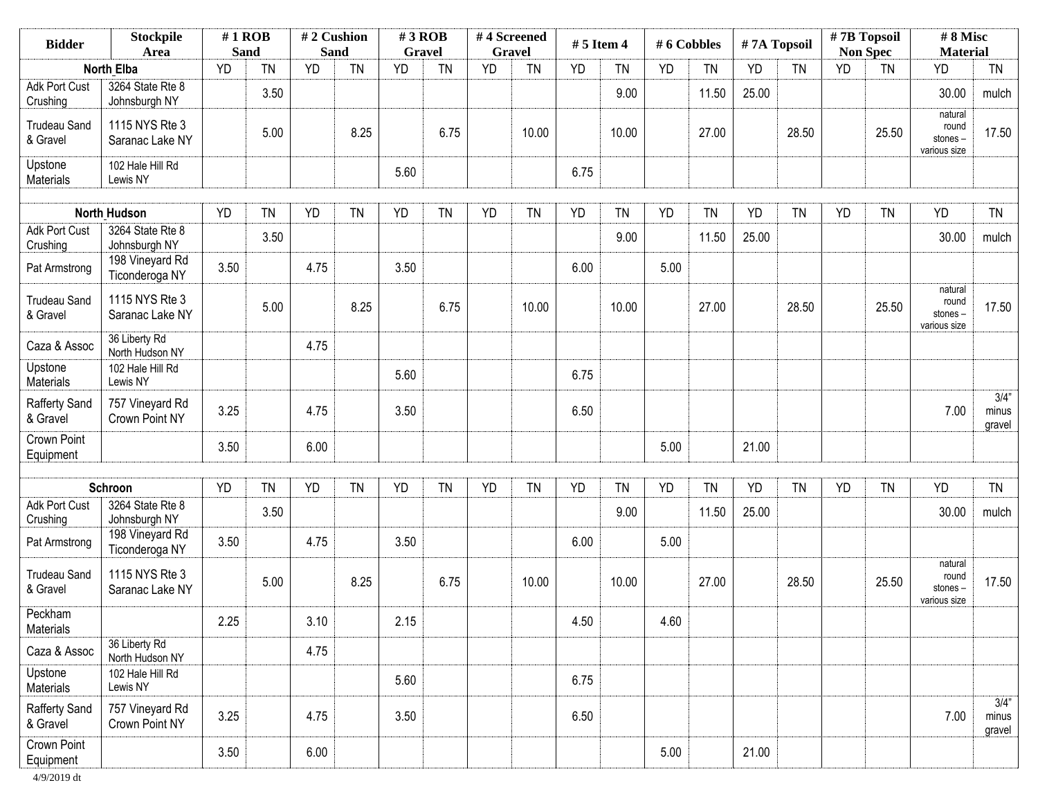| Bidder | Stockpile Area | # 1 ROB Sand | | # 2 Cushion Sand | | # 3 ROB Gravel | | # 4 Screened Gravel | | # 5 Item 4 | | # 6 Cobbles | | # 7A Topsoil | | # 7B Topsoil Non Spec | | # 8 Misc Material | |
|---|---|---|---|---|---|---|---|---|---|---|---|---|---|---|---|---|---|---|---|
| **North Elba** | | YD | TN | YD | TN | YD | TN | YD | TN | YD | TN | YD | TN | YD | TN | YD | TN | YD | TN |
| Adk Port Cust Crushing | 3264 State Rte 8 Johnsburgh NY | | 3.50 | | | | | | | | 9.00 | | 11.50 | 25.00 | | | | 30.00 | mulch |
| Trudeau Sand & Gravel | 1115 NYS Rte 3 Saranac Lake NY | | 5.00 | | 8.25 | | 6.75 | | 10.00 | | 10.00 | | 27.00 | | 28.50 | | 25.50 | natural round stones – various size | 17.50 |
| Upstone Materials | 102 Hale Hill Rd Lewis NY | | | | | 5.60 | | | | 6.75 | | | | | | | | | |
| | | | | | | | | | | | | | | | | | | | |
| **North Hudson** | | YD | TN | YD | TN | YD | TN | YD | TN | YD | TN | YD | TN | YD | TN | YD | TN | YD | TN |
| Adk Port Cust Crushing | 3264 State Rte 8 Johnsburgh NY | | 3.50 | | | | | | | | 9.00 | | 11.50 | 25.00 | | | | 30.00 | mulch |
| Pat Armstrong | 198 Vineyard Rd Ticonderoga NY | 3.50 | | 4.75 | | 3.50 | | | | 6.00 | | 5.00 | | | | | | | |
| Trudeau Sand & Gravel | 1115 NYS Rte 3 Saranac Lake NY | | 5.00 | | 8.25 | | 6.75 | | 10.00 | | 10.00 | | 27.00 | | 28.50 | | 25.50 | natural round stones – various size | 17.50 |
| Caza & Assoc | 36 Liberty Rd North Hudson NY | | | 4.75 | | | | | | | | | | | | | | | |
| Upstone Materials | 102 Hale Hill Rd Lewis NY | | | | | 5.60 | | | | 6.75 | | | | | | | | | |
| Rafferty Sand & Gravel | 757 Vineyard Rd Crown Point NY | 3.25 | | 4.75 | | 3.50 | | | | 6.50 | | | | | | | | 7.00 | 3/4" minus gravel |
| Crown Point Equipment | | 3.50 | | 6.00 | | | | | | | | 5.00 | | 21.00 | | | | | |
| | | | | | | | | | | | | | | | | | | | |
| **Schroon** | | YD | TN | YD | TN | YD | TN | YD | TN | YD | TN | YD | TN | YD | TN | YD | TN | YD | TN |
| Adk Port Cust Crushing | 3264 State Rte 8 Johnsburgh NY | | 3.50 | | | | | | | | 9.00 | | 11.50 | 25.00 | | | | 30.00 | mulch |
| Pat Armstrong | 198 Vineyard Rd Ticonderoga NY | 3.50 | | 4.75 | | 3.50 | | | | 6.00 | | 5.00 | | | | | | | |
| Trudeau Sand & Gravel | 1115 NYS Rte 3 Saranac Lake NY | | 5.00 | | 8.25 | | 6.75 | | 10.00 | | 10.00 | | 27.00 | | 28.50 | | 25.50 | natural round stones – various size | 17.50 |
| Peckham Materials | | 2.25 | | 3.10 | | 2.15 | | | | 4.50 | | 4.60 | | | | | | | |
| Caza & Assoc | 36 Liberty Rd North Hudson NY | | | 4.75 | | | | | | | | | | | | | | | |
| Upstone Materials | 102 Hale Hill Rd Lewis NY | | | | | 5.60 | | | | 6.75 | | | | | | | | | |
| Rafferty Sand & Gravel | 757 Vineyard Rd Crown Point NY | 3.25 | | 4.75 | | 3.50 | | | | 6.50 | | | | | | | | 7.00 | 3/4" minus gravel |
| Crown Point Equipment | | 3.50 | | 6.00 | | | | | | | | 5.00 | | 21.00 | | | | | |

4/9/2019 dt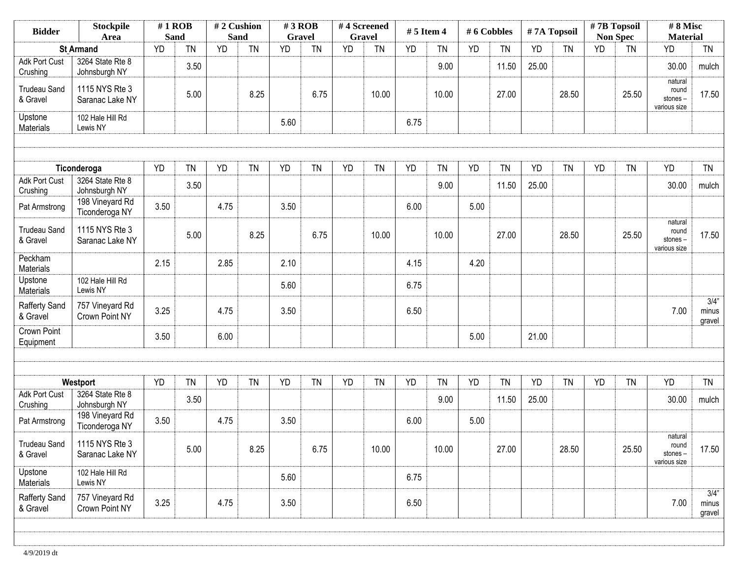| Bidder | Stockpile Area | # 1 ROB Sand | | # 2 Cushion Sand | | # 3 ROB Gravel | | # 4 Screened Gravel | | # 5 Item 4 | | # 6 Cobbles | | # 7A Topsoil | | # 7B Topsoil Non Spec | | # 8 Misc Material | |
|---|---|---|---|---|---|---|---|---|---|---|---|---|---|---|---|---|---|---|---|
| **St Armand** | | YD | TN | YD | TN | YD | TN | YD | TN | YD | TN | YD | TN | YD | TN | YD | TN | YD | TN |
| Adk Port Cust Crushing | 3264 State Rte 8 Johnsburgh NY | | 3.50 | | | | | | | | 9.00 | | 11.50 | 25.00 | | | | 30.00 | mulch |
| Trudeau Sand & Gravel | 1115 NYS Rte 3 Saranac Lake NY | | 5.00 | | 8.25 | | 6.75 | | 10.00 | | 10.00 | | 27.00 | | 28.50 | | 25.50 | natural round stones – various size | 17.50 |
| Upstone Materials | 102 Hale Hill Rd Lewis NY | | | | | 5.60 | | | | 6.75 | | | | | | | | | |
| | | | | | | | | | | | | | | | | | | | |
| **Ticonderoga** | | YD | TN | YD | TN | YD | TN | YD | TN | YD | TN | YD | TN | YD | TN | YD | TN | YD | TN |
| Adk Port Cust Crushing | 3264 State Rte 8 Johnsburgh NY | | 3.50 | | | | | | | | 9.00 | | 11.50 | 25.00 | | | | 30.00 | mulch |
| Pat Armstrong | 198 Vineyard Rd Ticonderoga NY | 3.50 | | 4.75 | | 3.50 | | | | 6.00 | | 5.00 | | | | | | | |
| Trudeau Sand & Gravel | 1115 NYS Rte 3 Saranac Lake NY | | 5.00 | | 8.25 | | 6.75 | | 10.00 | | 10.00 | | 27.00 | | 28.50 | | 25.50 | natural round stones – various size | 17.50 |
| Peckham Materials | | 2.15 | | 2.85 | | 2.10 | | | | 4.15 | | 4.20 | | | | | | | |
| Upstone Materials | 102 Hale Hill Rd Lewis NY | | | | | 5.60 | | | | 6.75 | | | | | | | | | |
| Rafferty Sand & Gravel | 757 Vineyard Rd Crown Point NY | 3.25 | | 4.75 | | 3.50 | | | | 6.50 | | | | | | | | 7.00 | 3/4" minus gravel |
| Crown Point Equipment | | 3.50 | | 6.00 | | | | | | | | 5.00 | | 21.00 | | | | | |
| | | | | | | | | | | | | | | | | | | | |
| **Westport** | | YD | TN | YD | TN | YD | TN | YD | TN | YD | TN | YD | TN | YD | TN | YD | TN | YD | TN |
| Adk Port Cust Crushing | 3264 State Rte 8 Johnsburgh NY | | 3.50 | | | | | | | | 9.00 | | 11.50 | 25.00 | | | | 30.00 | mulch |
| Pat Armstrong | 198 Vineyard Rd Ticonderoga NY | 3.50 | | 4.75 | | 3.50 | | | | 6.00 | | 5.00 | | | | | | | |
| Trudeau Sand & Gravel | 1115 NYS Rte 3 Saranac Lake NY | | 5.00 | | 8.25 | | 6.75 | | 10.00 | | 10.00 | | 27.00 | | 28.50 | | 25.50 | natural round stones – various size | 17.50 |
| Upstone Materials | 102 Hale Hill Rd Lewis NY | | | | | 5.60 | | | | 6.75 | | | | | | | | | |
| Rafferty Sand & Gravel | 757 Vineyard Rd Crown Point NY | 3.25 | | 4.75 | | 3.50 | | | | 6.50 | | | | | | | | 7.00 | 3/4" minus gravel |

4/9/2019 dt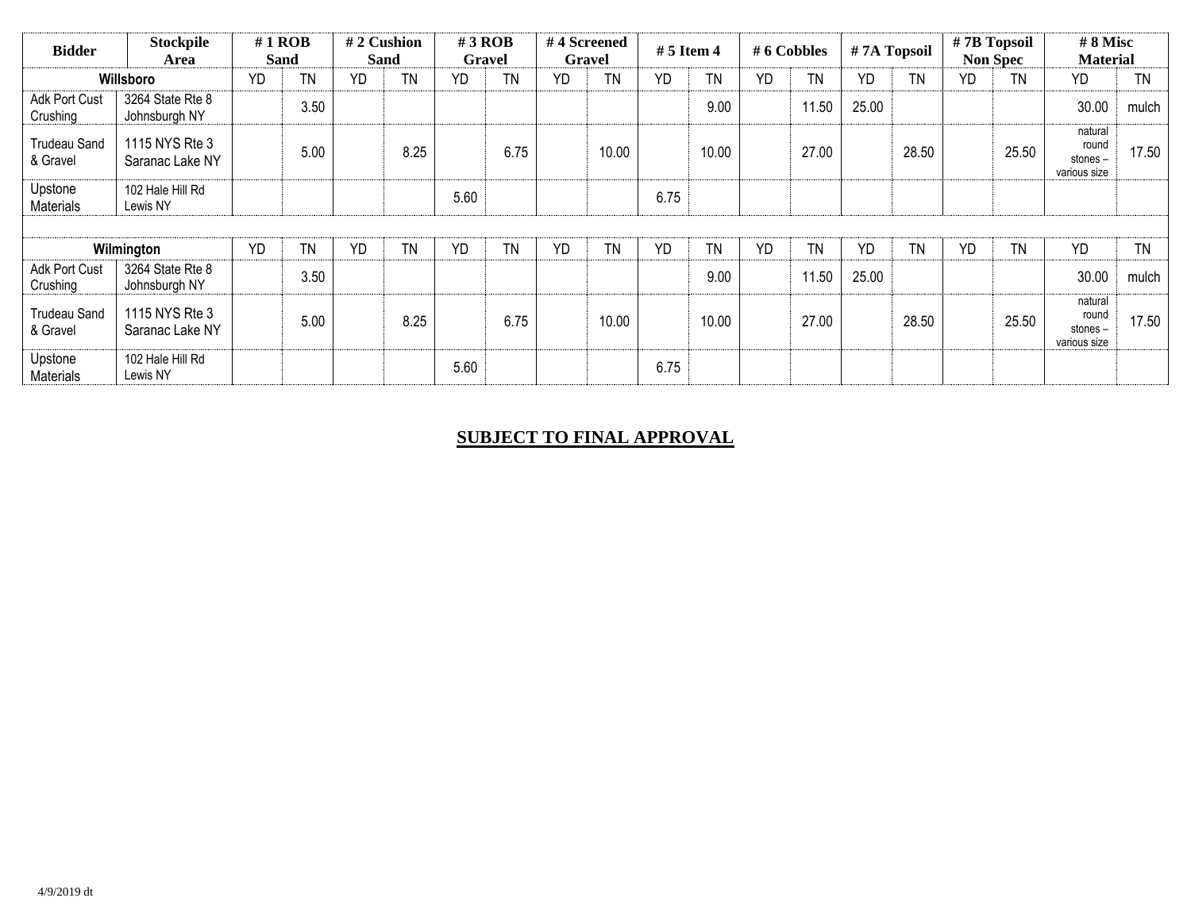| Bidder | Stockpile Area | # 1 ROB Sand | | # 2 Cushion Sand | | # 3 ROB Gravel | | # 4 Screened Gravel | | # 5 Item 4 | | # 6 Cobbles | | # 7A Topsoil | | # 7B Topsoil Non Spec | | # 8 Misc Material | |
|---|---|---|---|---|---|---|---|---|---|---|---|---|---|---|---|---|---|---|---|
| **Willsboro** | | YD | TN | YD | TN | YD | TN | YD | TN | YD | TN | YD | TN | YD | TN | YD | TN | YD | TN |
| Adk Port Cust Crushing | 3264 State Rte 8 Johnsburgh NY | | 3.50 | | | | | | | | 9.00 | | 11.50 | 25.00 | | | | 30.00 | mulch |
| Trudeau Sand & Gravel | 1115 NYS Rte 3 Saranac Lake NY | | 5.00 | | 8.25 | | 6.75 | | 10.00 | | 10.00 | | 27.00 | | 28.50 | | 25.50 | natural round stones – various size | 17.50 |
| Upstone Materials | 102 Hale Hill Rd Lewis NY | | | | | 5.60 | | | | 6.75 | | | | | | | | | |
| | | | | | | | | | | | | | | | | | | | |
| **Wilmington** | | YD | TN | YD | TN | YD | TN | YD | TN | YD | TN | YD | TN | YD | TN | YD | TN | YD | TN |
| Adk Port Cust Crushing | 3264 State Rte 8 Johnsburgh NY | | 3.50 | | | | | | | | 9.00 | | 11.50 | 25.00 | | | | 30.00 | mulch |
| Trudeau Sand & Gravel | 1115 NYS Rte 3 Saranac Lake NY | | 5.00 | | 8.25 | | 6.75 | | 10.00 | | 10.00 | | 27.00 | | 28.50 | | 25.50 | natural round stones – various size | 17.50 |
| Upstone Materials | 102 Hale Hill Rd Lewis NY | | | | | 5.60 | | | | 6.75 | | | | | | | | | |

**SUBJECT TO FINAL APPROVAL**

4/9/2019 dt